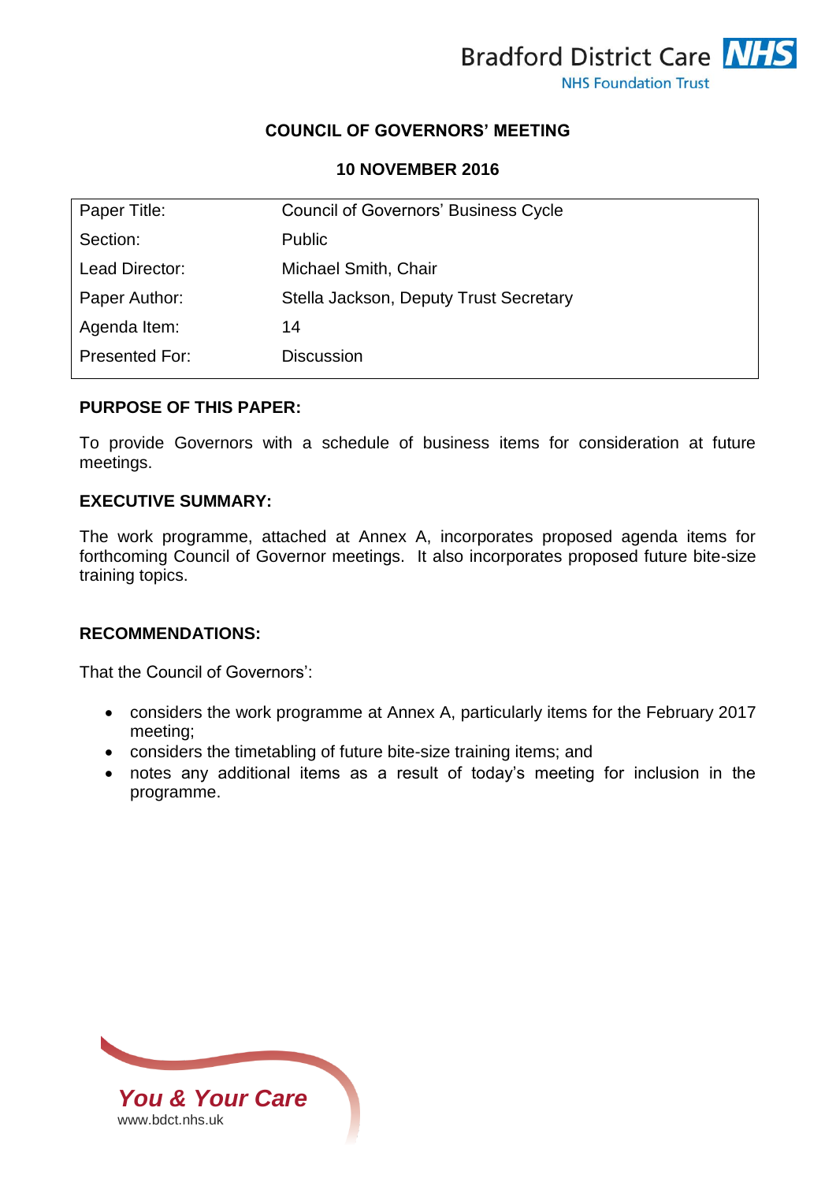Bradford District Care NHS Foundation Trust

# COUNCIL OF GOVERNORS' MEETING

## 10 NOVEMBER 2016

| Paper Title: | Council of Governors' Business Cycle |
|---|---|
| Section: | Public |
| Lead Director: | Michael Smith, Chair |
| Paper Author: | Stella Jackson, Deputy Trust Secretary |
| Agenda Item: | 14 |
| Presented For: | Discussion |

**PURPOSE OF THIS PAPER:**

To provide Governors with a schedule of business items for consideration at future meetings.

**EXECUTIVE SUMMARY:**

The work programme, attached at Annex A, incorporates proposed agenda items for forthcoming Council of Governor meetings. It also incorporates proposed future bite-size training topics.

**RECOMMENDATIONS:**

That the Council of Governors':

- considers the work programme at Annex A, particularly items for the February 2017 meeting;
- considers the timetabling of future bite-size training items; and
- notes any additional items as a result of today's meeting for inclusion in the programme.

*You & Your Care*
www.bdct.nhs.uk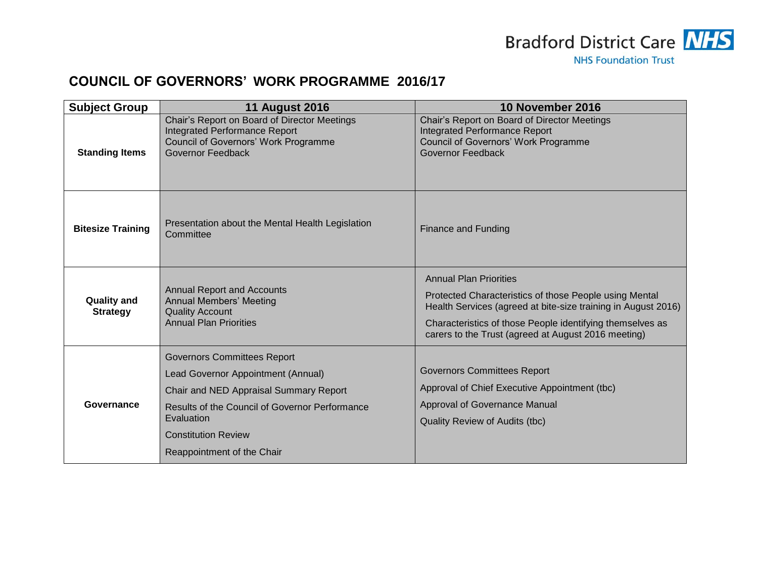## COUNCIL OF GOVERNORS' WORK PROGRAMME 2016/17

| Subject Group | 11 August 2016 | 10 November 2016 |
|---|---|---|
| **Standing Items** | Chair's Report on Board of Director Meetings<br>Integrated Performance Report<br>Council of Governors' Work Programme<br>Governor Feedback | Chair's Report on Board of Director Meetings<br>Integrated Performance Report<br>Council of Governors' Work Programme<br>Governor Feedback |
| **Bitesize Training** | Presentation about the Mental Health Legislation Committee | Finance and Funding |
| **Quality and Strategy** | Annual Report and Accounts<br>Annual Members' Meeting<br>Quality Account<br>Annual Plan Priorities | Annual Plan Priorities<br>Protected Characteristics of those People using Mental Health Services (agreed at bite-size training in August 2016)<br>Characteristics of those People identifying themselves as carers to the Trust (agreed at August 2016 meeting) |
| **Governance** | Governors Committees Report<br>Lead Governor Appointment (Annual)<br>Chair and NED Appraisal Summary Report<br>Results of the Council of Governor Performance Evaluation<br>Constitution Review<br>Reappointment of the Chair | Governors Committees Report<br>Approval of Chief Executive Appointment (tbc)<br>Approval of Governance Manual<br>Quality Review of Audits (tbc) |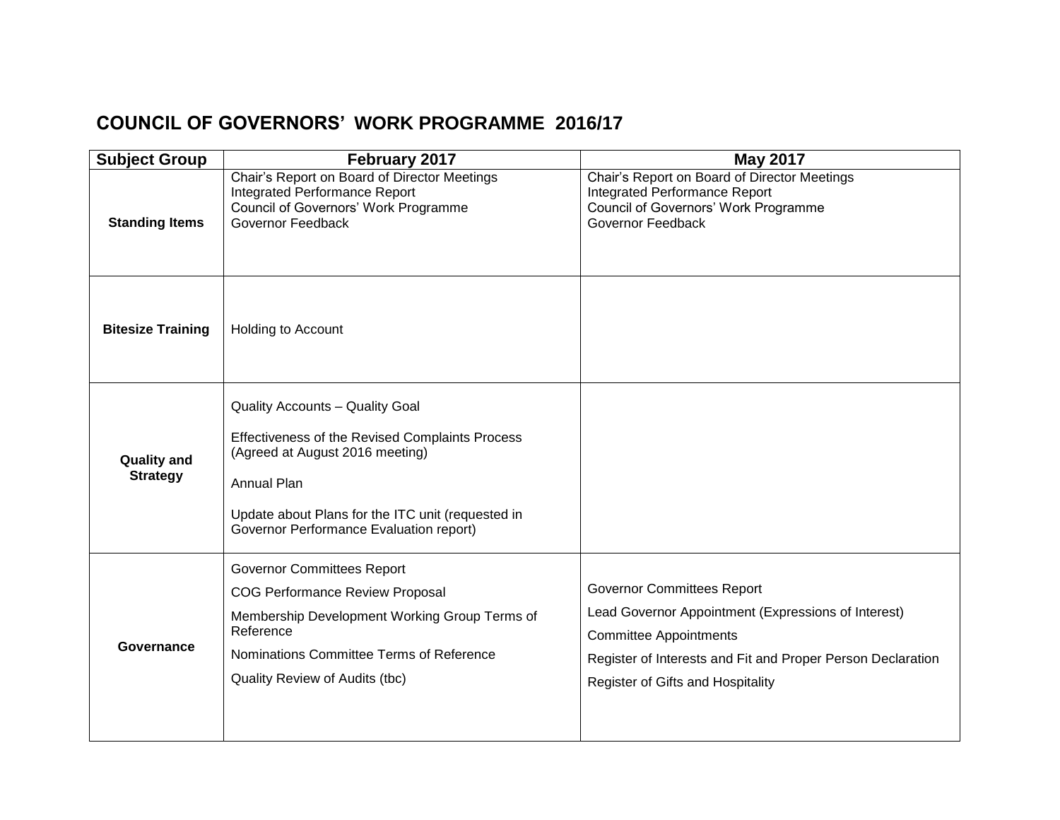# COUNCIL OF GOVERNORS' WORK PROGRAMME 2016/17

| Subject Group | February 2017 | May 2017 |
|---|---|---|
| **Standing Items** | Chair's Report on Board of Director Meetings<br>Integrated Performance Report<br>Council of Governors' Work Programme<br>Governor Feedback | Chair's Report on Board of Director Meetings<br>Integrated Performance Report<br>Council of Governors' Work Programme<br>Governor Feedback |
| **Bitesize Training** | Holding to Account | |
| **Quality and Strategy** | Quality Accounts – Quality Goal<br><br>Effectiveness of the Revised Complaints Process (Agreed at August 2016 meeting)<br><br>Annual Plan<br><br>Update about Plans for the ITC unit (requested in Governor Performance Evaluation report) | |
| **Governance** | Governor Committees Report<br>COG Performance Review Proposal<br>Membership Development Working Group Terms of Reference<br>Nominations Committee Terms of Reference<br>Quality Review of Audits (tbc) | Governor Committees Report<br>Lead Governor Appointment (Expressions of Interest)<br>Committee Appointments<br>Register of Interests and Fit and Proper Person Declaration<br>Register of Gifts and Hospitality |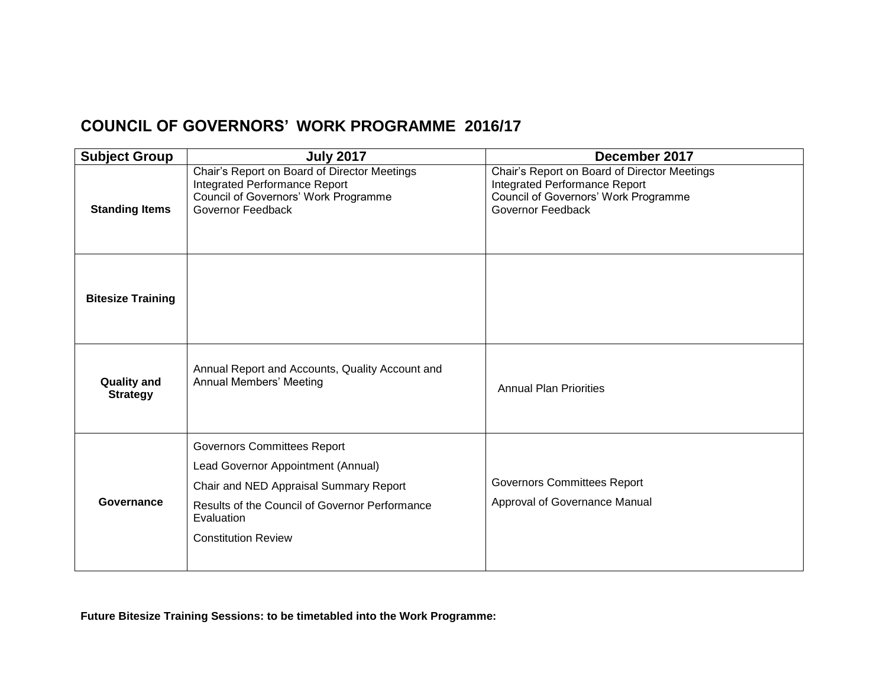## COUNCIL OF GOVERNORS' WORK PROGRAMME 2016/17

| Subject Group | July 2017 | December 2017 |
|---|---|---|
| **Standing Items** | Chair's Report on Board of Director Meetings<br>Integrated Performance Report<br>Council of Governors' Work Programme<br>Governor Feedback | Chair's Report on Board of Director Meetings<br>Integrated Performance Report<br>Council of Governors' Work Programme<br>Governor Feedback |
| **Bitesize Training** | | |
| **Quality and Strategy** | Annual Report and Accounts, Quality Account and Annual Members' Meeting | Annual Plan Priorities |
| **Governance** | Governors Committees Report<br>Lead Governor Appointment (Annual)<br>Chair and NED Appraisal Summary Report<br>Results of the Council of Governor Performance Evaluation<br>Constitution Review | Governors Committees Report<br>Approval of Governance Manual |

**Future Bitesize Training Sessions: to be timetabled into the Work Programme:**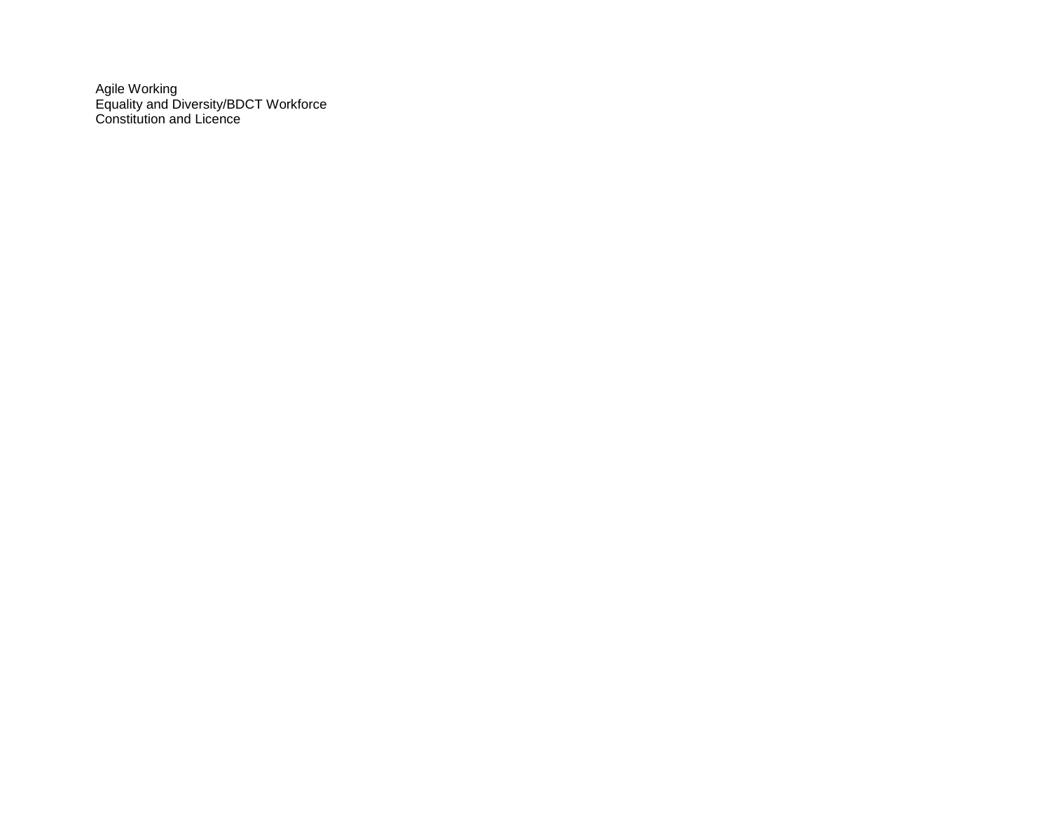Agile Working
Equality and Diversity/BDCT Workforce
Constitution and Licence